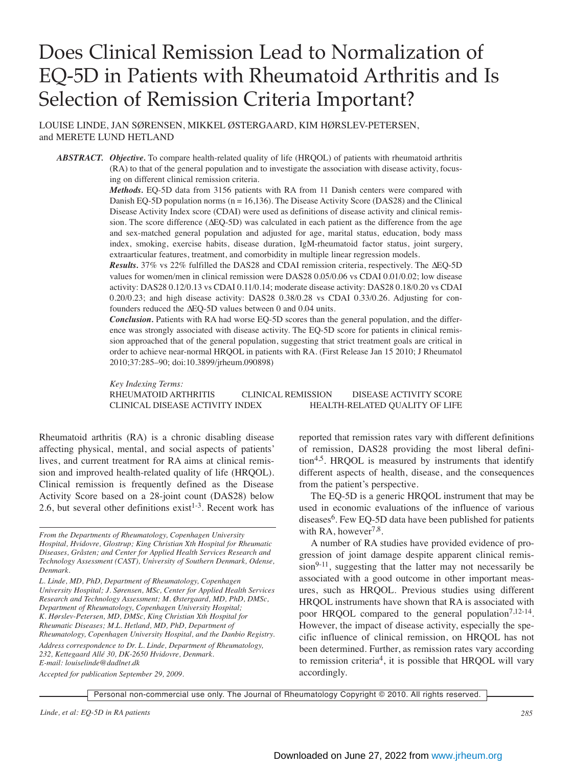# Does Clinical Remission Lead to Normalization of EQ-5D in Patients with Rheumatoid Arthritis and Is Selection of Remission Criteria Important?

LOUISE LINDE, JAN SØRENSEN, MIKKEL ØSTERGAARD, KIM HØRSLEV-PETERSEN, and MERETE LUND HETLAND

***ABSTRACT.*** ***Objective.*** To compare health-related quality of life (HRQOL) of patients with rheumatoid arthritis (RA) to that of the general population and to investigate the association with disease activity, focusing on different clinical remission criteria.

***Methods.*** EQ-5D data from 3156 patients with RA from 11 Danish centers were compared with Danish EQ-5D population norms (n = 16,136). The Disease Activity Score (DAS28) and the Clinical Disease Activity Index score (CDAI) were used as definitions of disease activity and clinical remission. The score difference (ΔEQ-5D) was calculated in each patient as the difference from the age and sex-matched general population and adjusted for age, marital status, education, body mass index, smoking, exercise habits, disease duration, IgM-rheumatoid factor status, joint surgery, extraarticular features, treatment, and comorbidity in multiple linear regression models.

***Results.*** 37% vs 22% fulfilled the DAS28 and CDAI remission criteria, respectively. The ΔEQ-5D values for women/men in clinical remission were DAS28 0.05/0.06 vs CDAI 0.01/0.02; low disease activity: DAS28 0.12/0.13 vs CDAI 0.11/0.14; moderate disease activity: DAS28 0.18/0.20 vs CDAI 0.20/0.23; and high disease activity: DAS28 0.38/0.28 vs CDAI 0.33/0.26. Adjusting for confounders reduced the ΔEQ-5D values between 0 and 0.04 units.

***Conclusion.*** Patients with RA had worse EQ-5D scores than the general population, and the difference was strongly associated with disease activity. The EQ-5D score for patients in clinical remission approached that of the general population, suggesting that strict treatment goals are critical in order to achieve near-normal HRQOL in patients with RA. (First Release Jan 15 2010; J Rheumatol 2010;37:285–90; doi:10.3899/jrheum.090898)

*Key Indexing Terms:*
RHEUMATOID ARTHRITIS — CLINICAL REMISSION — DISEASE ACTIVITY SCORE — CLINICAL DISEASE ACTIVITY INDEX — HEALTH-RELATED QUALITY OF LIFE

Rheumatoid arthritis (RA) is a chronic disabling disease affecting physical, mental, and social aspects of patients' lives, and current treatment for RA aims at clinical remission and improved health-related quality of life (HRQOL). Clinical remission is frequently defined as the Disease Activity Score based on a 28-joint count (DAS28) below 2.6, but several other definitions exist[1-3]. Recent work has reported that remission rates vary with different definitions of remission, DAS28 providing the most liberal definition[4,5]. HRQOL is measured by instruments that identify different aspects of health, disease, and the consequences from the patient's perspective.

The EQ-5D is a generic HRQOL instrument that may be used in economic evaluations of the influence of various diseases[6]. Few EQ-5D data have been published for patients with RA, however[7,8].

A number of RA studies have provided evidence of progression of joint damage despite apparent clinical remission[9-11], suggesting that the latter may not necessarily be associated with a good outcome in other important measures, such as HRQOL. Previous studies using different HRQOL instruments have shown that RA is associated with poor HRQOL compared to the general population[7,12-14]. However, the impact of disease activity, especially the specific influence of clinical remission, on HRQOL has not been determined. Further, as remission rates vary according to remission criteria[4], it is possible that HRQOL will vary accordingly.

*From the Departments of Rheumatology, Copenhagen University Hospital, Hvidovre, Glostrup; King Christian Xth Hospital for Rheumatic Diseases, Gråsten; and Center for Applied Health Services Research and Technology Assessment (CAST), University of Southern Denmark, Odense, Denmark.*

*L. Linde, MD, PhD, Department of Rheumatology, Copenhagen University Hospital; J. Sørensen, MSc, Center for Applied Health Services Research and Technology Assessment; M. Østergaard, MD, PhD, DMSc, Department of Rheumatology, Copenhagen University Hospital; K. Hørslev-Petersen, MD, DMSc, King Christian Xth Hospital for Rheumatic Diseases; M.L. Hetland, MD, PhD, Department of Rheumatology, Copenhagen University Hospital, and the Danbio Registry.*

*Address correspondence to Dr. L. Linde, Department of Rheumatology, 232, Kettegaard Allé 30, DK-2650 Hvidovre, Denmark. E-mail: louiselinde@dadlnet.dk*

*Accepted for publication September 29, 2009.*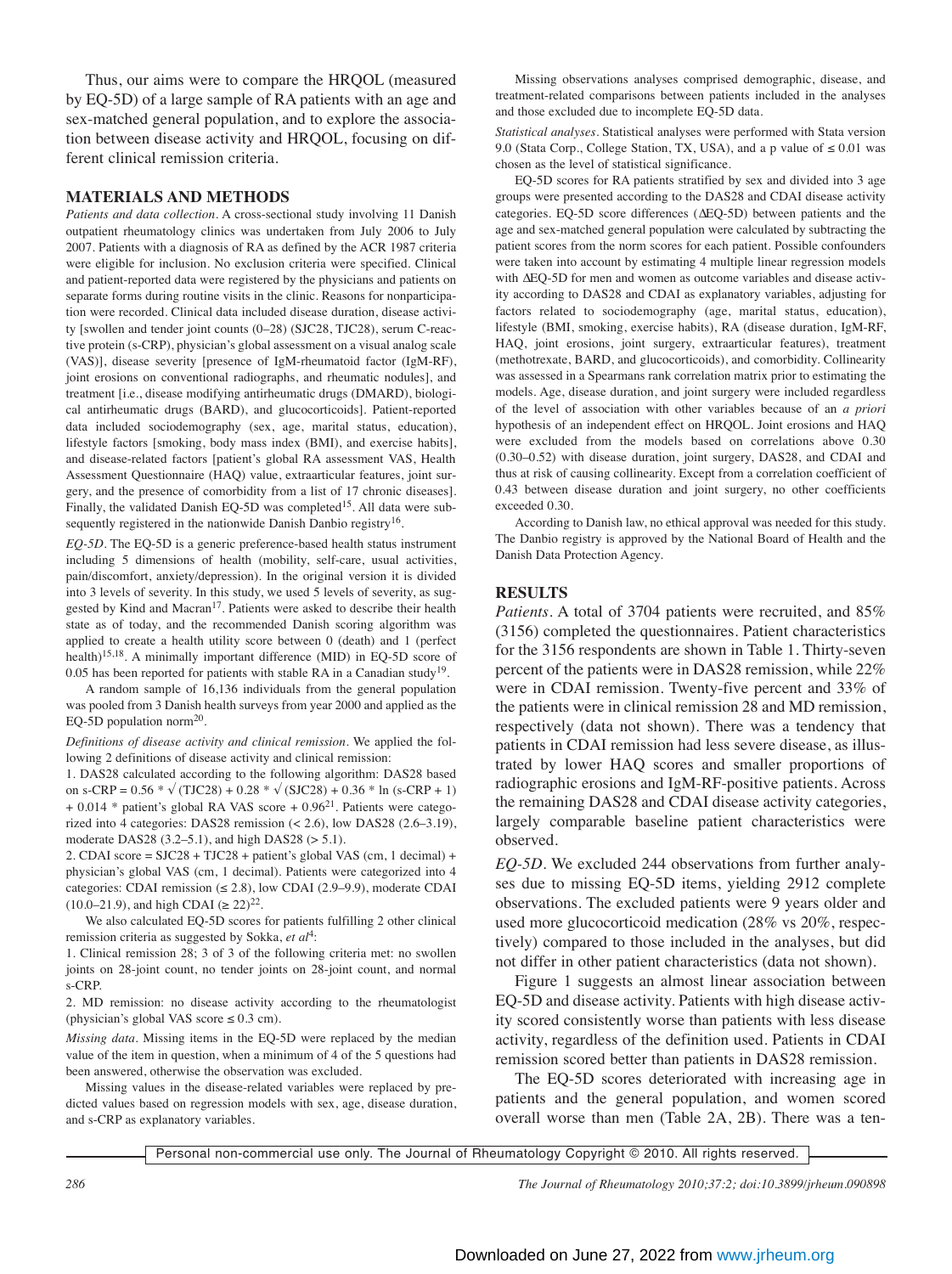Thus, our aims were to compare the HRQOL (measured by EQ-5D) of a large sample of RA patients with an age and sex-matched general population, and to explore the association between disease activity and HRQOL, focusing on different clinical remission criteria.

## MATERIALS AND METHODS

*Patients and data collection.* A cross-sectional study involving 11 Danish outpatient rheumatology clinics was undertaken from July 2006 to July 2007. Patients with a diagnosis of RA as defined by the ACR 1987 criteria were eligible for inclusion. No exclusion criteria were specified. Clinical and patient-reported data were registered by the physicians and patients on separate forms during routine visits in the clinic. Reasons for nonparticipation were recorded. Clinical data included disease duration, disease activity [swollen and tender joint counts (0–28) (SJC28, TJC28), serum C-reactive protein (s-CRP), physician's global assessment on a visual analog scale (VAS)], disease severity [presence of IgM-rheumatoid factor (IgM-RF), joint erosions on conventional radiographs, and rheumatic nodules], and treatment [i.e., disease modifying antirheumatic drugs (DMARD), biological antirheumatic drugs (BARD), and glucocorticoids]. Patient-reported data included sociodemography (sex, age, marital status, education), lifestyle factors [smoking, body mass index (BMI), and exercise habits], and disease-related factors [patient's global RA assessment VAS, Health Assessment Questionnaire (HAQ) value, extraarticular features, joint surgery, and the presence of comorbidity from a list of 17 chronic diseases]. Finally, the validated Danish EQ-5D was completed[15]. All data were subsequently registered in the nationwide Danish Danbio registry[16].

*EQ-5D.* The EQ-5D is a generic preference-based health status instrument including 5 dimensions of health (mobility, self-care, usual activities, pain/discomfort, anxiety/depression). In the original version it is divided into 3 levels of severity. In this study, we used 5 levels of severity, as suggested by Kind and Macran[17]. Patients were asked to describe their health state as of today, and the recommended Danish scoring algorithm was applied to create a health utility score between 0 (death) and 1 (perfect health)[15,18]. A minimally important difference (MID) in EQ-5D score of 0.05 has been reported for patients with stable RA in a Canadian study[19].

A random sample of 16,136 individuals from the general population was pooled from 3 Danish health surveys from year 2000 and applied as the EQ-5D population norm[20].

*Definitions of disease activity and clinical remission.* We applied the following 2 definitions of disease activity and clinical remission:

1. DAS28 calculated according to the following algorithm: DAS28 based on s-CRP = $0.56 * \sqrt{(\text{TJC28})} + 0.28 * \sqrt{(\text{SJC28})} + 0.36 * \ln(\text{s-CRP} + 1) + 0.014 *$ patient's global RA VAS score $+ 0.96$[21]. Patients were categorized into 4 categories: DAS28 remission (< 2.6), low DAS28 (2.6–3.19), moderate DAS28 (3.2–5.1), and high DAS28 (> 5.1).
2. CDAI score = SJC28 + TJC28 + patient's global VAS (cm, 1 decimal) + physician's global VAS (cm, 1 decimal). Patients were categorized into 4 categories: CDAI remission (≤ 2.8), low CDAI (2.9–9.9), moderate CDAI (10.0–21.9), and high CDAI (≥ 22)[22].

We also calculated EQ-5D scores for patients fulfilling 2 other clinical remission criteria as suggested by Sokka, *et al*[4]:

1. Clinical remission 28; 3 of 3 of the following criteria met: no swollen joints on 28-joint count, no tender joints on 28-joint count, and normal s-CRP.
2. MD remission: no disease activity according to the rheumatologist (physician's global VAS score ≤ 0.3 cm).

*Missing data.* Missing items in the EQ-5D were replaced by the median value of the item in question, when a minimum of 4 of the 5 questions had been answered, otherwise the observation was excluded.

Missing values in the disease-related variables were replaced by predicted values based on regression models with sex, age, disease duration, and s-CRP as explanatory variables.

Missing observations analyses comprised demographic, disease, and treatment-related comparisons between patients included in the analyses and those excluded due to incomplete EQ-5D data.

*Statistical analyses.* Statistical analyses were performed with Stata version 9.0 (Stata Corp., College Station, TX, USA), and a p value of ≤ 0.01 was chosen as the level of statistical significance.

EQ-5D scores for RA patients stratified by sex and divided into 3 age groups were presented according to the DAS28 and CDAI disease activity categories. EQ-5D score differences (ΔEQ-5D) between patients and the age and sex-matched general population were calculated by subtracting the patient scores from the norm scores for each patient. Possible confounders were taken into account by estimating 4 multiple linear regression models with ΔEQ-5D for men and women as outcome variables and disease activity according to DAS28 and CDAI as explanatory variables, adjusting for factors related to sociodemography (age, marital status, education), lifestyle (BMI, smoking, exercise habits), RA (disease duration, IgM-RF, HAQ, joint erosions, joint surgery, extraarticular features), treatment (methotrexate, BARD, and glucocorticoids), and comorbidity. Collinearity was assessed in a Spearmans rank correlation matrix prior to estimating the models. Age, disease duration, and joint surgery were included regardless of the level of association with other variables because of an *a priori* hypothesis of an independent effect on HRQOL. Joint erosions and HAQ were excluded from the models based on correlations above 0.30 (0.30–0.52) with disease duration, joint surgery, DAS28, and CDAI and thus at risk of causing collinearity. Except from a correlation coefficient of 0.43 between disease duration and joint surgery, no other coefficients exceeded 0.30.

According to Danish law, no ethical approval was needed for this study. The Danbio registry is approved by the National Board of Health and the Danish Data Protection Agency.

## RESULTS

*Patients.* A total of 3704 patients were recruited, and 85% (3156) completed the questionnaires. Patient characteristics for the 3156 respondents are shown in Table 1. Thirty-seven percent of the patients were in DAS28 remission, while 22% were in CDAI remission. Twenty-five percent and 33% of the patients were in clinical remission 28 and MD remission, respectively (data not shown). There was a tendency that patients in CDAI remission had less severe disease, as illustrated by lower HAQ scores and smaller proportions of radiographic erosions and IgM-RF-positive patients. Across the remaining DAS28 and CDAI disease activity categories, largely comparable baseline patient characteristics were observed.

*EQ-5D.* We excluded 244 observations from further analyses due to missing EQ-5D items, yielding 2912 complete observations. The excluded patients were 9 years older and used more glucocorticoid medication (28% vs 20%, respectively) compared to those included in the analyses, but did not differ in other patient characteristics (data not shown).

Figure 1 suggests an almost linear association between EQ-5D and disease activity. Patients with high disease activity scored consistently worse than patients with less disease activity, regardless of the definition used. Patients in CDAI remission scored better than patients in DAS28 remission.

The EQ-5D scores deteriorated with increasing age in patients and the general population, and women scored overall worse than men (Table 2A, 2B). There was a ten-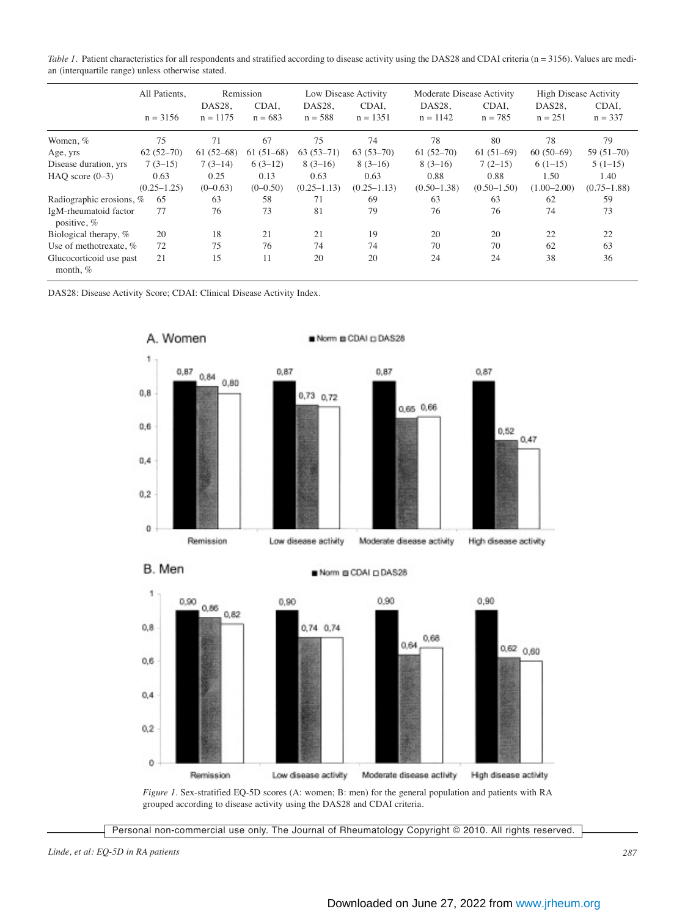*Table 1.* Patient characteristics for all respondents and stratified according to disease activity using the DAS28 and CDAI criteria (n = 3156). Values are median (interquartile range) unless otherwise stated.

| | All Patients, | Remission | | Low Disease Activity | | Moderate Disease Activity | | High Disease Activity | |
|---|---|---|---|---|---|---|---|---|---|
| | | DAS28, | CDAI, | DAS28, | CDAI, | DAS28, | CDAI, | DAS28, | CDAI, |
| | n = 3156 | n = 1175 | n = 683 | n = 588 | n = 1351 | n = 1142 | n = 785 | n = 251 | n = 337 |
| Women, % | 75 | 71 | 67 | 75 | 74 | 78 | 80 | 78 | 79 |
| Age, yrs | 62 (52–70) | 61 (52–68) | 61 (51–68) | 63 (53–71) | 63 (53–70) | 61 (52–70) | 61 (51–69) | 60 (50–69) | 59 (51–70) |
| Disease duration, yrs | 7 (3–15) | 7 (3–14) | 6 (3–12) | 8 (3–16) | 8 (3–16) | 8 (3–16) | 7 (2–15) | 6 (1–15) | 5 (1–15) |
| HAQ score (0–3) | 0.63 (0.25–1.25) | 0.25 (0–0.63) | 0.13 (0–0.50) | 0.63 (0.25–1.13) | 0.63 (0.25–1.13) | 0.88 (0.50–1.38) | 0.88 (0.50–1.50) | 1.50 (1.00–2.00) | 1.40 (0.75–1.88) |
| Radiographic erosions, % | 65 | 63 | 58 | 71 | 69 | 63 | 63 | 62 | 59 |
| IgM-rheumatoid factor positive, % | 77 | 76 | 73 | 81 | 79 | 76 | 76 | 74 | 73 |
| Biological therapy, % | 20 | 18 | 21 | 21 | 19 | 20 | 20 | 22 | 22 |
| Use of methotrexate, % | 72 | 75 | 76 | 74 | 74 | 70 | 70 | 62 | 63 |
| Glucocorticoid use past month, % | 21 | 15 | 11 | 20 | 20 | 24 | 24 | 38 | 36 |

DAS28: Disease Activity Score; CDAI: Clinical Disease Activity Index.

*Figure 1.* Sex-stratified EQ-5D scores (A: women; B: men) for the general population and patients with RA grouped according to disease activity using the DAS28 and CDAI criteria.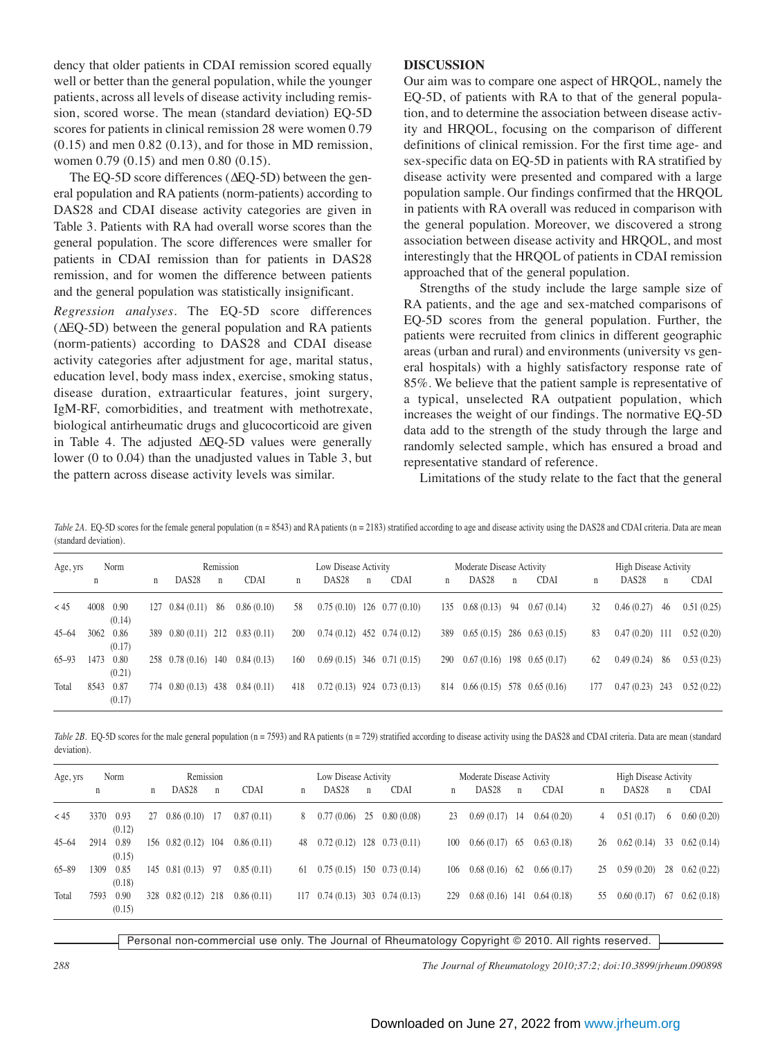dency that older patients in CDAI remission scored equally well or better than the general population, while the younger patients, across all levels of disease activity including remission, scored worse. The mean (standard deviation) EQ-5D scores for patients in clinical remission 28 were women 0.79 (0.15) and men 0.82 (0.13), and for those in MD remission, women 0.79 (0.15) and men 0.80 (0.15).

The EQ-5D score differences (ΔEQ-5D) between the general population and RA patients (norm-patients) according to DAS28 and CDAI disease activity categories are given in Table 3. Patients with RA had overall worse scores than the general population. The score differences were smaller for patients in CDAI remission than for patients in DAS28 remission, and for women the difference between patients and the general population was statistically insignificant.

*Regression analyses.* The EQ-5D score differences (ΔEQ-5D) between the general population and RA patients (norm-patients) according to DAS28 and CDAI disease activity categories after adjustment for age, marital status, education level, body mass index, exercise, smoking status, disease duration, extraarticular features, joint surgery, IgM-RF, comorbidities, and treatment with methotrexate, biological antirheumatic drugs and glucocorticoid are given in Table 4. The adjusted ΔEQ-5D values were generally lower (0 to 0.04) than the unadjusted values in Table 3, but the pattern across disease activity levels was similar.

## DISCUSSION

Our aim was to compare one aspect of HRQOL, namely the EQ-5D, of patients with RA to that of the general population, and to determine the association between disease activity and HRQOL, focusing on the comparison of different definitions of clinical remission. For the first time age- and sex-specific data on EQ-5D in patients with RA stratified by disease activity were presented and compared with a large population sample. Our findings confirmed that the HRQOL in patients with RA overall was reduced in comparison with the general population. Moreover, we discovered a strong association between disease activity and HRQOL, and most interestingly that the HRQOL of patients in CDAI remission approached that of the general population.

Strengths of the study include the large sample size of RA patients, and the age and sex-matched comparisons of EQ-5D scores from the general population. Further, the patients were recruited from clinics in different geographic areas (urban and rural) and environments (university vs general hospitals) with a highly satisfactory response rate of 85%. We believe that the patient sample is representative of a typical, unselected RA outpatient population, which increases the weight of our findings. The normative EQ-5D data add to the strength of the study through the large and randomly selected sample, which has ensured a broad and representative standard of reference.

Limitations of the study relate to the fact that the general

*Table 2A.* EQ-5D scores for the female general population (n = 8543) and RA patients (n = 2183) stratified according to age and disease activity using the DAS28 and CDAI criteria. Data are mean (standard deviation).

| Age, yrs | Norm | | Remission | | | | Low Disease Activity | | | | Moderate Disease Activity | | | | High Disease Activity | | | |
|---|---|---|---|---|---|---|---|---|---|---|---|---|---|---|---|---|---|---|
| | n | | n | DAS28 | n | CDAI | n | DAS28 | n | CDAI | n | DAS28 | n | CDAI | n | DAS28 | n | CDAI |
| < 45 | 4008 | 0.90 (0.14) | 127 | 0.84 (0.11) | 86 | 0.86 (0.10) | 58 | 0.75 (0.10) | 126 | 0.77 (0.10) | 135 | 0.68 (0.13) | 94 | 0.67 (0.14) | 32 | 0.46 (0.27) | 46 | 0.51 (0.25) |
| 45–64 | 3062 | 0.86 (0.17) | 389 | 0.80 (0.11) | 212 | 0.83 (0.11) | 200 | 0.74 (0.12) | 452 | 0.74 (0.12) | 389 | 0.65 (0.15) | 286 | 0.63 (0.15) | 83 | 0.47 (0.20) | 111 | 0.52 (0.20) |
| 65–93 | 1473 | 0.80 (0.21) | 258 | 0.78 (0.16) | 140 | 0.84 (0.13) | 160 | 0.69 (0.15) | 346 | 0.71 (0.15) | 290 | 0.67 (0.16) | 198 | 0.65 (0.17) | 62 | 0.49 (0.24) | 86 | 0.53 (0.23) |
| Total | 8543 | 0.87 (0.17) | 774 | 0.80 (0.13) | 438 | 0.84 (0.11) | 418 | 0.72 (0.13) | 924 | 0.73 (0.13) | 814 | 0.66 (0.15) | 578 | 0.65 (0.16) | 177 | 0.47 (0.23) | 243 | 0.52 (0.22) |

*Table 2B.* EQ-5D scores for the male general population (n = 7593) and RA patients (n = 729) stratified according to disease activity using the DAS28 and CDAI criteria. Data are mean (standard deviation).

| Age, yrs | Norm | | Remission | | | | Low Disease Activity | | | | Moderate Disease Activity | | | | High Disease Activity | | | |
|---|---|---|---|---|---|---|---|---|---|---|---|---|---|---|---|---|---|---|
| | n | | n | DAS28 | n | CDAI | n | DAS28 | n | CDAI | n | DAS28 | n | CDAI | n | DAS28 | n | CDAI |
| < 45 | 3370 | 0.93 (0.12) | 27 | 0.86 (0.10) | 17 | 0.87 (0.11) | 8 | 0.77 (0.06) | 25 | 0.80 (0.08) | 23 | 0.69 (0.17) | 14 | 0.64 (0.20) | 4 | 0.51 (0.17) | 6 | 0.60 (0.20) |
| 45–64 | 2914 | 0.89 (0.15) | 156 | 0.82 (0.12) | 104 | 0.86 (0.11) | 48 | 0.72 (0.12) | 128 | 0.73 (0.11) | 100 | 0.66 (0.17) | 65 | 0.63 (0.18) | 26 | 0.62 (0.14) | 33 | 0.62 (0.14) |
| 65–89 | 1309 | 0.85 (0.18) | 145 | 0.81 (0.13) | 97 | 0.85 (0.11) | 61 | 0.75 (0.15) | 150 | 0.73 (0.14) | 106 | 0.68 (0.16) | 62 | 0.66 (0.17) | 25 | 0.59 (0.20) | 28 | 0.62 (0.22) |
| Total | 7593 | 0.90 (0.15) | 328 | 0.82 (0.12) | 218 | 0.86 (0.11) | 117 | 0.74 (0.13) | 303 | 0.74 (0.13) | 229 | 0.68 (0.16) | 141 | 0.64 (0.18) | 55 | 0.60 (0.17) | 67 | 0.62 (0.18) |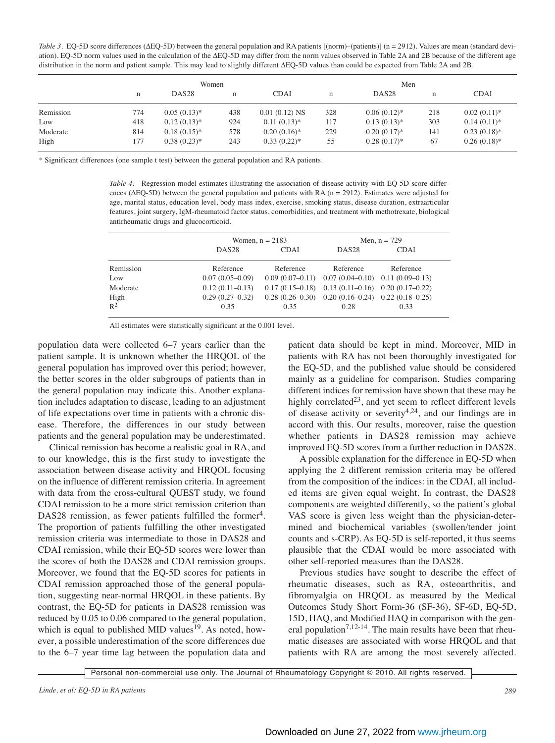*Table 3.* EQ-5D score differences (ΔEQ-5D) between the general population and RA patients [(norm)–(patients)] (n = 2912). Values are mean (standard deviation). EQ-5D norm values used in the calculation of the ΔEQ-5D may differ from the norm values observed in Table 2A and 2B because of the different age distribution in the norm and patient sample. This may lead to slightly different ΔEQ-5D values than could be expected from Table 2A and 2B.

| | Women | | | | Men | | | |
|---|---|---|---|---|---|---|---|---|
| | n | DAS28 | n | CDAI | n | DAS28 | n | CDAI |
| Remission | 774 | 0.05 (0.13)* | 438 | 0.01 (0.12) NS | 328 | 0.06 (0.12)* | 218 | 0.02 (0.11)* |
| Low | 418 | 0.12 (0.13)* | 924 | 0.11 (0.13)* | 117 | 0.13 (0.13)* | 303 | 0.14 (0.11)* |
| Moderate | 814 | 0.18 (0.15)* | 578 | 0.20 (0.16)* | 229 | 0.20 (0.17)* | 141 | 0.23 (0.18)* |
| High | 177 | 0.38 (0.23)* | 243 | 0.33 (0.22)* | 55 | 0.28 (0.17)* | 67 | 0.26 (0.18)* |

* Significant differences (one sample t test) between the general population and RA patients.

*Table 4.* Regression model estimates illustrating the association of disease activity with EQ-5D score differences (ΔEQ-5D) between the general population and patients with RA (n = 2912). Estimates were adjusted for age, marital status, education level, body mass index, exercise, smoking status, disease duration, extraarticular features, joint surgery, IgM-rheumatoid factor status, comorbidities, and treatment with methotrexate, biological antirheumatic drugs and glucocorticoid.

| | Women, n = 2183 | | Men, n = 729 | |
|---|---|---|---|---|
| | DAS28 | CDAI | DAS28 | CDAI |
| Remission | Reference | Reference | Reference | Reference |
| Low | 0.07 (0.05–0.09) | 0.09 (0.07–0.11) | 0.07 (0.04–0.10) | 0.11 (0.09–0.13) |
| Moderate | 0.12 (0.11–0.13) | 0.17 (0.15–0.18) | 0.13 (0.11–0.16) | 0.20 (0.17–0.22) |
| High | 0.29 (0.27–0.32) | 0.28 (0.26–0.30) | 0.20 (0.16–0.24) | 0.22 (0.18–0.25) |
| $R^2$ | 0.35 | 0.35 | 0.28 | 0.33 |

All estimates were statistically significant at the 0.001 level.

population data were collected 6–7 years earlier than the patient sample. It is unknown whether the HRQOL of the general population has improved over this period; however, the better scores in the older subgroups of patients than in the general population may indicate this. Another explanation includes adaptation to disease, leading to an adjustment of life expectations over time in patients with a chronic disease. Therefore, the differences in our study between patients and the general population may be underestimated.

Clinical remission has become a realistic goal in RA, and to our knowledge, this is the first study to investigate the association between disease activity and HRQOL focusing on the influence of different remission criteria. In agreement with data from the cross-cultural QUEST study, we found CDAI remission to be a more strict remission criterion than DAS28 remission, as fewer patients fulfilled the former[4]. The proportion of patients fulfilling the other investigated remission criteria was intermediate to those in DAS28 and CDAI remission, while their EQ-5D scores were lower than the scores of both the DAS28 and CDAI remission groups. Moreover, we found that the EQ-5D scores for patients in CDAI remission approached those of the general population, suggesting near-normal HRQOL in these patients. By contrast, the EQ-5D for patients in DAS28 remission was reduced by 0.05 to 0.06 compared to the general population, which is equal to published MID values[19]. As noted, however, a possible underestimation of the score differences due to the 6–7 year time lag between the population data and patient data should be kept in mind. Moreover, MID in patients with RA has not been thoroughly investigated for the EQ-5D, and the published value should be considered mainly as a guideline for comparison. Studies comparing different indices for remission have shown that these may be highly correlated[23], and yet seem to reflect different levels of disease activity or severity[4,24], and our findings are in accord with this. Our results, moreover, raise the question whether patients in DAS28 remission may achieve improved EQ-5D scores from a further reduction in DAS28.

A possible explanation for the difference in EQ-5D when applying the 2 different remission criteria may be offered from the composition of the indices: in the CDAI, all included items are given equal weight. In contrast, the DAS28 components are weighted differently, so the patient's global VAS score is given less weight than the physician-determined and biochemical variables (swollen/tender joint counts and s-CRP). As EQ-5D is self-reported, it thus seems plausible that the CDAI would be more associated with other self-reported measures than the DAS28.

Previous studies have sought to describe the effect of rheumatic diseases, such as RA, osteoarthritis, and fibromyalgia on HRQOL as measured by the Medical Outcomes Study Short Form-36 (SF-36), SF-6D, EQ-5D, 15D, HAQ, and Modified HAQ in comparison with the general population[7,12-14]. The main results have been that rheumatic diseases are associated with worse HRQOL and that patients with RA are among the most severely affected.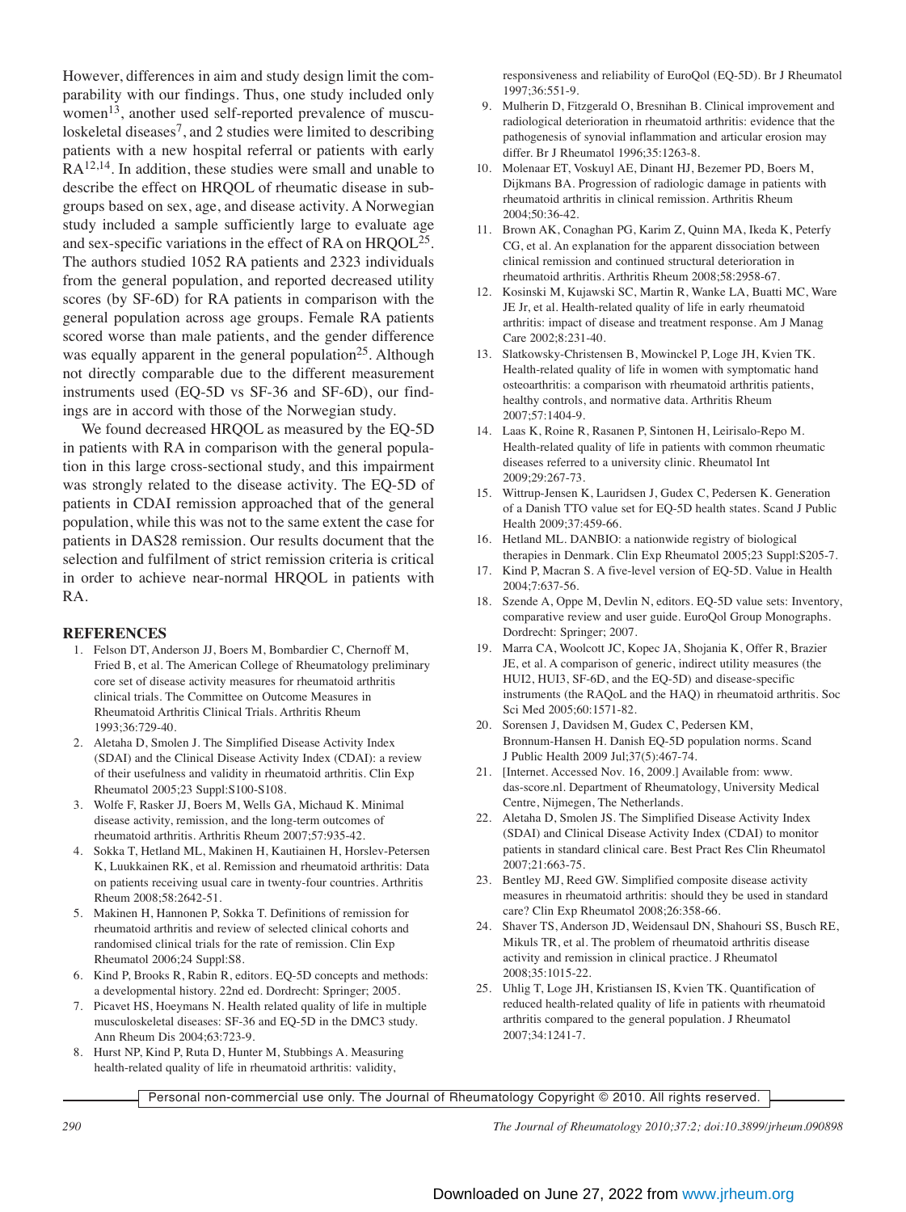However, differences in aim and study design limit the comparability with our findings. Thus, one study included only women[13], another used self-reported prevalence of musculoskeletal diseases[7], and 2 studies were limited to describing patients with a new hospital referral or patients with early RA[12,14]. In addition, these studies were small and unable to describe the effect on HRQOL of rheumatic disease in subgroups based on sex, age, and disease activity. A Norwegian study included a sample sufficiently large to evaluate age and sex-specific variations in the effect of RA on HRQOL[25]. The authors studied 1052 RA patients and 2323 individuals from the general population, and reported decreased utility scores (by SF-6D) for RA patients in comparison with the general population across age groups. Female RA patients scored worse than male patients, and the gender difference was equally apparent in the general population[25]. Although not directly comparable due to the different measurement instruments used (EQ-5D vs SF-36 and SF-6D), our findings are in accord with those of the Norwegian study.

We found decreased HRQOL as measured by the EQ-5D in patients with RA in comparison with the general population in this large cross-sectional study, and this impairment was strongly related to the disease activity. The EQ-5D of patients in CDAI remission approached that of the general population, while this was not to the same extent the case for patients in DAS28 remission. Our results document that the selection and fulfilment of strict remission criteria is critical in order to achieve near-normal HRQOL in patients with RA.

## REFERENCES

1. Felson DT, Anderson JJ, Boers M, Bombardier C, Chernoff M, Fried B, et al. The American College of Rheumatology preliminary core set of disease activity measures for rheumatoid arthritis clinical trials. The Committee on Outcome Measures in Rheumatoid Arthritis Clinical Trials. Arthritis Rheum 1993;36:729-40.
2. Aletaha D, Smolen J. The Simplified Disease Activity Index (SDAI) and the Clinical Disease Activity Index (CDAI): a review of their usefulness and validity in rheumatoid arthritis. Clin Exp Rheumatol 2005;23 Suppl:S100-S108.
3. Wolfe F, Rasker JJ, Boers M, Wells GA, Michaud K. Minimal disease activity, remission, and the long-term outcomes of rheumatoid arthritis. Arthritis Rheum 2007;57:935-42.
4. Sokka T, Hetland ML, Makinen H, Kautiainen H, Horslev-Petersen K, Luukkainen RK, et al. Remission and rheumatoid arthritis: Data on patients receiving usual care in twenty-four countries. Arthritis Rheum 2008;58:2642-51.
5. Makinen H, Hannonen P, Sokka T. Definitions of remission for rheumatoid arthritis and review of selected clinical cohorts and randomised clinical trials for the rate of remission. Clin Exp Rheumatol 2006;24 Suppl:S8.
6. Kind P, Brooks R, Rabin R, editors. EQ-5D concepts and methods: a developmental history. 22nd ed. Dordrecht: Springer; 2005.
7. Picavet HS, Hoeymans N. Health related quality of life in multiple musculoskeletal diseases: SF-36 and EQ-5D in the DMC3 study. Ann Rheum Dis 2004;63:723-9.
8. Hurst NP, Kind P, Ruta D, Hunter M, Stubbings A. Measuring health-related quality of life in rheumatoid arthritis: validity, responsiveness and reliability of EuroQol (EQ-5D). Br J Rheumatol 1997;36:551-9.
9. Mulherin D, Fitzgerald O, Bresnihan B. Clinical improvement and radiological deterioration in rheumatoid arthritis: evidence that the pathogenesis of synovial inflammation and articular erosion may differ. Br J Rheumatol 1996;35:1263-8.
10. Molenaar ET, Voskuyl AE, Dinant HJ, Bezemer PD, Boers M, Dijkmans BA. Progression of radiologic damage in patients with rheumatoid arthritis in clinical remission. Arthritis Rheum 2004;50:36-42.
11. Brown AK, Conaghan PG, Karim Z, Quinn MA, Ikeda K, Peterfy CG, et al. An explanation for the apparent dissociation between clinical remission and continued structural deterioration in rheumatoid arthritis. Arthritis Rheum 2008;58:2958-67.
12. Kosinski M, Kujawski SC, Martin R, Wanke LA, Buatti MC, Ware JE Jr, et al. Health-related quality of life in early rheumatoid arthritis: impact of disease and treatment response. Am J Manag Care 2002;8:231-40.
13. Slatkowsky-Christensen B, Mowinckel P, Loge JH, Kvien TK. Health-related quality of life in women with symptomatic hand osteoarthritis: a comparison with rheumatoid arthritis patients, healthy controls, and normative data. Arthritis Rheum 2007;57:1404-9.
14. Laas K, Roine R, Rasanen P, Sintonen H, Leirisalo-Repo M. Health-related quality of life in patients with common rheumatic diseases referred to a university clinic. Rheumatol Int 2009;29:267-73.
15. Wittrup-Jensen K, Lauridsen J, Gudex C, Pedersen K. Generation of a Danish TTO value set for EQ-5D health states. Scand J Public Health 2009;37:459-66.
16. Hetland ML. DANBIO: a nationwide registry of biological therapies in Denmark. Clin Exp Rheumatol 2005;23 Suppl:S205-7.
17. Kind P, Macran S. A five-level version of EQ-5D. Value in Health 2004;7:637-56.
18. Szende A, Oppe M, Devlin N, editors. EQ-5D value sets: Inventory, comparative review and user guide. EuroQol Group Monographs. Dordrecht: Springer; 2007.
19. Marra CA, Woolcott JC, Kopec JA, Shojania K, Offer R, Brazier JE, et al. A comparison of generic, indirect utility measures (the HUI2, HUI3, SF-6D, and the EQ-5D) and disease-specific instruments (the RAQoL and the HAQ) in rheumatoid arthritis. Soc Sci Med 2005;60:1571-82.
20. Sorensen J, Davidsen M, Gudex C, Pedersen KM, Bronnum-Hansen H. Danish EQ-5D population norms. Scand J Public Health 2009 Jul;37(5):467-74.
21. [Internet. Accessed Nov. 16, 2009.] Available from: www.das-score.nl. Department of Rheumatology, University Medical Centre, Nijmegen, The Netherlands.
22. Aletaha D, Smolen JS. The Simplified Disease Activity Index (SDAI) and Clinical Disease Activity Index (CDAI) to monitor patients in standard clinical care. Best Pract Res Clin Rheumatol 2007;21:663-75.
23. Bentley MJ, Reed GW. Simplified composite disease activity measures in rheumatoid arthritis: should they be used in standard care? Clin Exp Rheumatol 2008;26:358-66.
24. Shaver TS, Anderson JD, Weidensaul DN, Shahouri SS, Busch RE, Mikuls TR, et al. The problem of rheumatoid arthritis disease activity and remission in clinical practice. J Rheumatol 2008;35:1015-22.
25. Uhlig T, Loge JH, Kristiansen IS, Kvien TK. Quantification of reduced health-related quality of life in patients with rheumatoid arthritis compared to the general population. J Rheumatol 2007;34:1241-7.